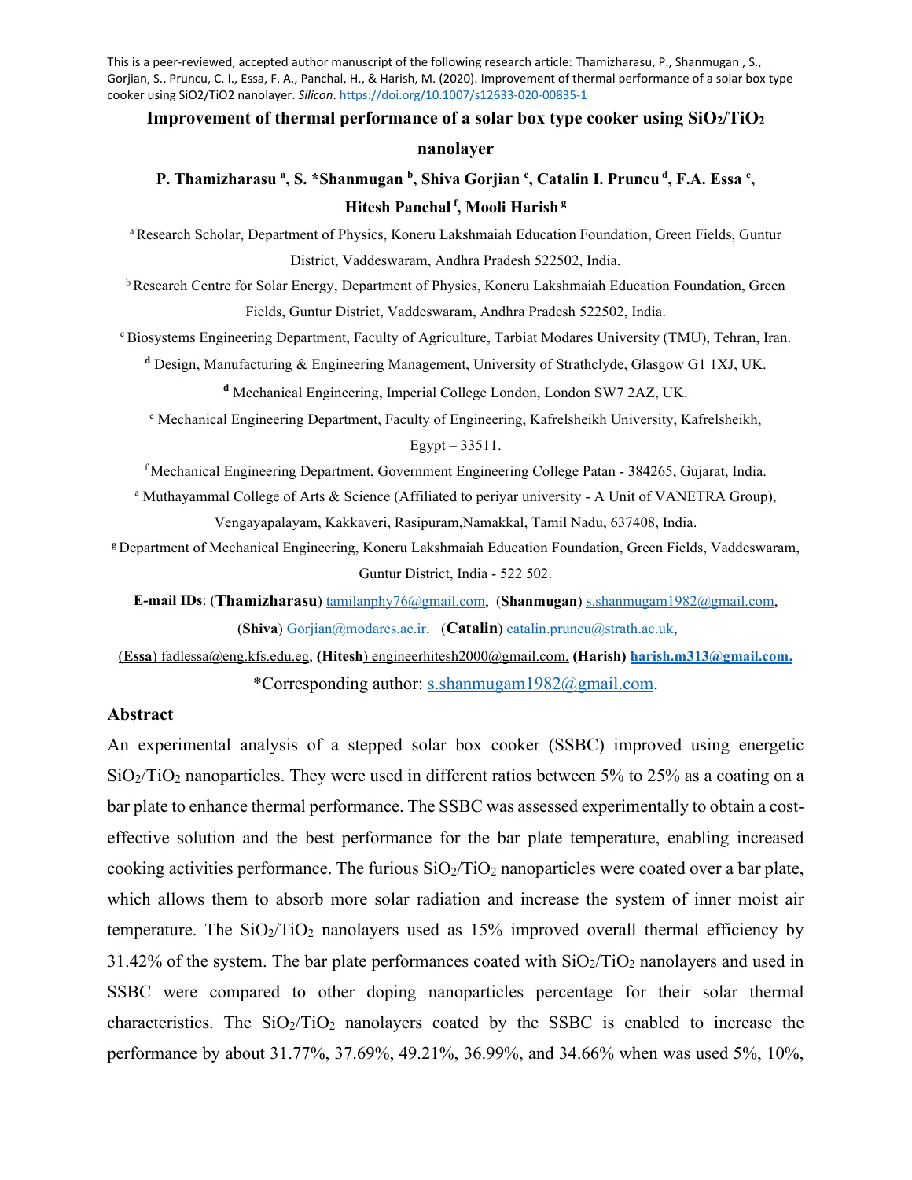This is a peer-reviewed, accepted author manuscript of the following research article: Thamizharasu, P., Shanmugan , S., Gorjian, S., Pruncu, C. I., Essa, F. A., Panchal, H., & Harish, M. (2020). Improvement of thermal performance of a solar box type cooker using SiO2/TiO2 nanolayer. *Silicon*. https://doi.org/10.1007/s12633-020-00835-1

# Improvement of thermal performance of a solar box type cooker using $SiO_2/TiO_2$ nanolayer

**P. Thamizharasu [a], S. *Shanmugan [b], Shiva Gorjian [c], Catalin I. Pruncu [d], F.A. Essa [e], Hitesh Panchal [f], Mooli Harish [g]**

[a] Research Scholar, Department of Physics, Koneru Lakshmaiah Education Foundation, Green Fields, Guntur District, Vaddeswaram, Andhra Pradesh 522502, India.

[b] Research Centre for Solar Energy, Department of Physics, Koneru Lakshmaiah Education Foundation, Green Fields, Guntur District, Vaddeswaram, Andhra Pradesh 522502, India.

[c] Biosystems Engineering Department, Faculty of Agriculture, Tarbiat Modares University (TMU), Tehran, Iran.

[d] Design, Manufacturing & Engineering Management, University of Strathclyde, Glasgow G1 1XJ, UK.

[d] Mechanical Engineering, Imperial College London, London SW7 2AZ, UK.

[e] Mechanical Engineering Department, Faculty of Engineering, Kafrelsheikh University, Kafrelsheikh, Egypt – 33511.

[f] Mechanical Engineering Department, Government Engineering College Patan - 384265, Gujarat, India.

[a] Muthayammal College of Arts & Science (Affiliated to periyar university - A Unit of VANETRA Group), Vengayapalayam, Kakkaveri, Rasipuram,Namakkal, Tamil Nadu, 637408, India.

[g] Department of Mechanical Engineering, Koneru Lakshmaiah Education Foundation, Green Fields, Vaddeswaram, Guntur District, India - 522 502.

**E-mail IDs**: (**Thamizharasu**) tamilanphy76@gmail.com, (**Shanmugan**) s.shanmugam1982@gmail.com, (**Shiva**) Gorjian@modares.ac.ir. (**Catalin**) catalin.pruncu@strath.ac.uk, (**Essa**) fadlessa@eng.kfs.edu.eg, (**Hitesh**) engineerhitesh2000@gmail.com, **(Harish) harish.m313@gmail.com.**

*Corresponding author: s.shanmugam1982@gmail.com.

## Abstract

An experimental analysis of a stepped solar box cooker (SSBC) improved using energetic $SiO_2/TiO_2$ nanoparticles. They were used in different ratios between 5% to 25% as a coating on a bar plate to enhance thermal performance. The SSBC was assessed experimentally to obtain a cost-effective solution and the best performance for the bar plate temperature, enabling increased cooking activities performance. The furious $SiO_2/TiO_2$ nanoparticles were coated over a bar plate, which allows them to absorb more solar radiation and increase the system of inner moist air temperature. The $SiO_2/TiO_2$ nanolayers used as 15% improved overall thermal efficiency by 31.42% of the system. The bar plate performances coated with $SiO_2/TiO_2$ nanolayers and used in SSBC were compared to other doping nanoparticles percentage for their solar thermal characteristics. The $SiO_2/TiO_2$ nanolayers coated by the SSBC is enabled to increase the performance by about 31.77%, 37.69%, 49.21%, 36.99%, and 34.66% when was used 5%, 10%,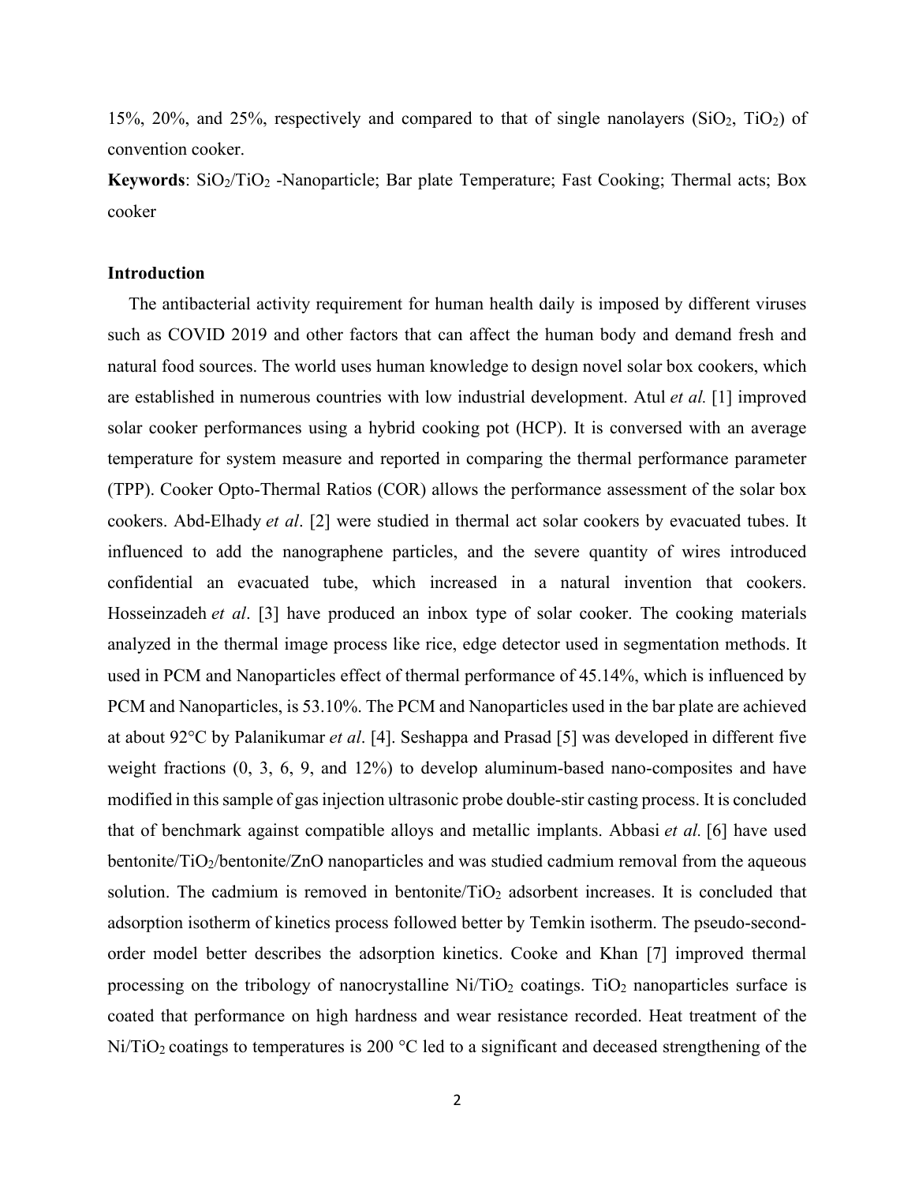15%, 20%, and 25%, respectively and compared to that of single nanolayers ($SiO_2$, $TiO_2$) of convention cooker.

**Keywords**: $SiO_2$/$TiO_2$ -Nanoparticle; Bar plate Temperature; Fast Cooking; Thermal acts; Box cooker

## Introduction

The antibacterial activity requirement for human health daily is imposed by different viruses such as COVID 2019 and other factors that can affect the human body and demand fresh and natural food sources. The world uses human knowledge to design novel solar box cookers, which are established in numerous countries with low industrial development. Atul *et al.* [1] improved solar cooker performances using a hybrid cooking pot (HCP). It is conversed with an average temperature for system measure and reported in comparing the thermal performance parameter (TPP). Cooker Opto-Thermal Ratios (COR) allows the performance assessment of the solar box cookers. Abd-Elhady *et al*. [2] were studied in thermal act solar cookers by evacuated tubes. It influenced to add the nanographene particles, and the severe quantity of wires introduced confidential an evacuated tube, which increased in a natural invention that cookers. Hosseinzadeh *et al*. [3] have produced an inbox type of solar cooker. The cooking materials analyzed in the thermal image process like rice, edge detector used in segmentation methods. It used in PCM and Nanoparticles effect of thermal performance of 45.14%, which is influenced by PCM and Nanoparticles, is 53.10%. The PCM and Nanoparticles used in the bar plate are achieved at about 92°C by Palanikumar *et al*. [4]. Seshappa and Prasad [5] was developed in different five weight fractions (0, 3, 6, 9, and 12%) to develop aluminum-based nano-composites and have modified in this sample of gas injection ultrasonic probe double-stir casting process. It is concluded that of benchmark against compatible alloys and metallic implants. Abbasi *et al.* [6] have used bentonite/$TiO_2$/bentonite/ZnO nanoparticles and was studied cadmium removal from the aqueous solution. The cadmium is removed in bentonite/$TiO_2$ adsorbent increases. It is concluded that adsorption isotherm of kinetics process followed better by Temkin isotherm. The pseudo-second-order model better describes the adsorption kinetics. Cooke and Khan [7] improved thermal processing on the tribology of nanocrystalline Ni/$TiO_2$ coatings. $TiO_2$ nanoparticles surface is coated that performance on high hardness and wear resistance recorded. Heat treatment of the Ni/$TiO_2$ coatings to temperatures is 200 °C led to a significant and deceased strengthening of the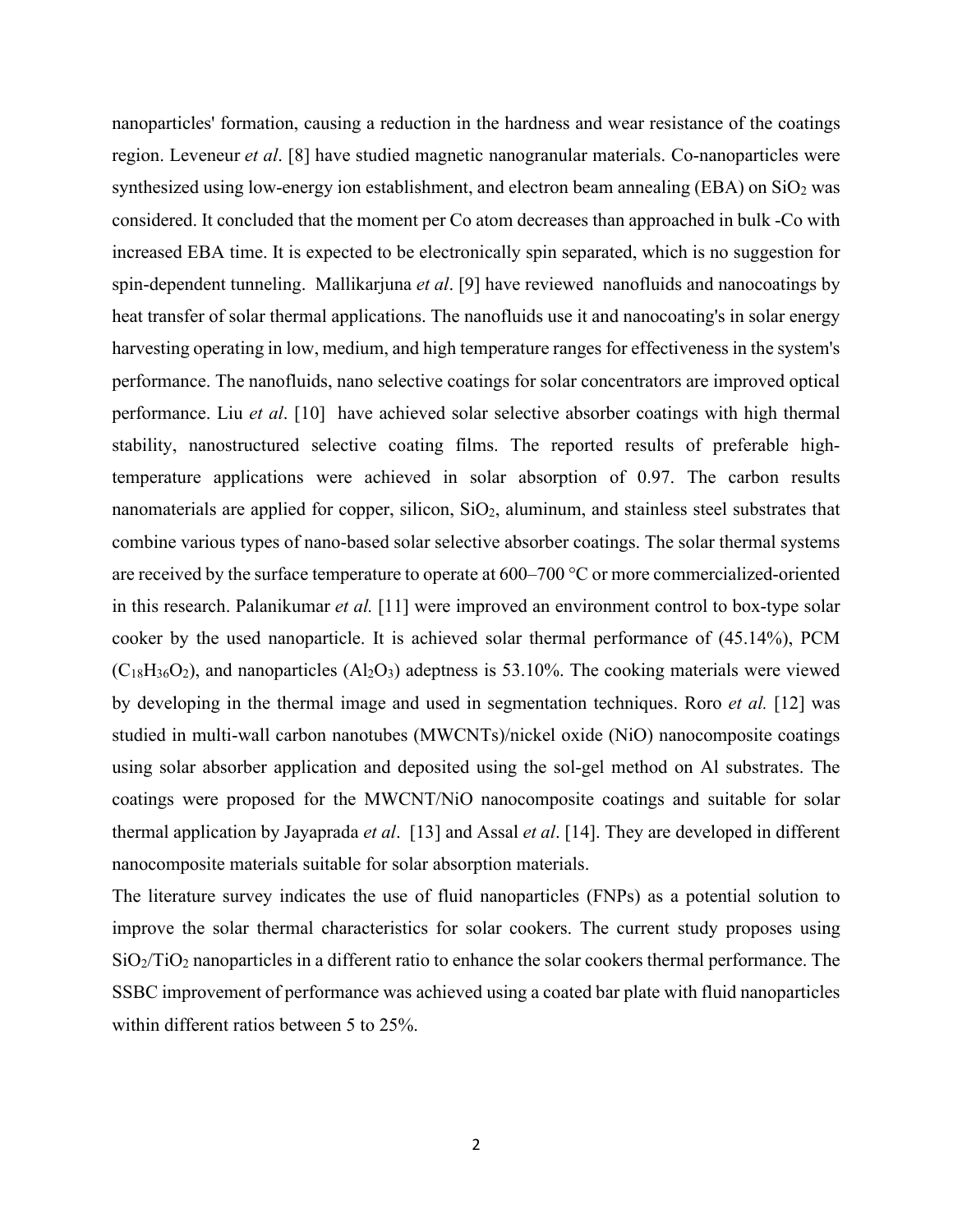nanoparticles' formation, causing a reduction in the hardness and wear resistance of the coatings region. Leveneur *et al*. [8] have studied magnetic nanogranular materials. Co-nanoparticles were synthesized using low-energy ion establishment, and electron beam annealing (EBA) on $SiO_2$ was considered. It concluded that the moment per Co atom decreases than approached in bulk -Co with increased EBA time. It is expected to be electronically spin separated, which is no suggestion for spin-dependent tunneling. Mallikarjuna *et al*. [9] have reviewed nanofluids and nanocoatings by heat transfer of solar thermal applications. The nanofluids use it and nanocoating's in solar energy harvesting operating in low, medium, and high temperature ranges for effectiveness in the system's performance. The nanofluids, nano selective coatings for solar concentrators are improved optical performance. Liu *et al*. [10] have achieved solar selective absorber coatings with high thermal stability, nanostructured selective coating films. The reported results of preferable high-temperature applications were achieved in solar absorption of 0.97. The carbon results nanomaterials are applied for copper, silicon, $SiO_2$, aluminum, and stainless steel substrates that combine various types of nano-based solar selective absorber coatings. The solar thermal systems are received by the surface temperature to operate at 600–700 °C or more commercialized-oriented in this research. Palanikumar *et al.* [11] were improved an environment control to box-type solar cooker by the used nanoparticle. It is achieved solar thermal performance of (45.14%), PCM ($C_{18}H_{36}O_2$), and nanoparticles ($Al_2O_3$) adeptness is 53.10%. The cooking materials were viewed by developing in the thermal image and used in segmentation techniques. Roro *et al.* [12] was studied in multi-wall carbon nanotubes (MWCNTs)/nickel oxide (NiO) nanocomposite coatings using solar absorber application and deposited using the sol-gel method on Al substrates. The coatings were proposed for the MWCNT/NiO nanocomposite coatings and suitable for solar thermal application by Jayaprada *et al*. [13] and Assal *et al*. [14]. They are developed in different nanocomposite materials suitable for solar absorption materials.

The literature survey indicates the use of fluid nanoparticles (FNPs) as a potential solution to improve the solar thermal characteristics for solar cookers. The current study proposes using $SiO_2/TiO_2$ nanoparticles in a different ratio to enhance the solar cookers thermal performance. The SSBC improvement of performance was achieved using a coated bar plate with fluid nanoparticles within different ratios between 5 to 25%.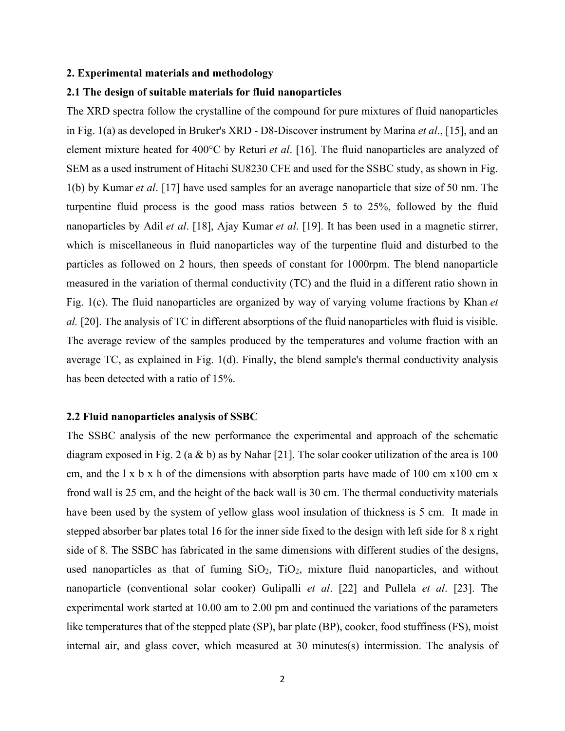## 2. Experimental materials and methodology

### 2.1 The design of suitable materials for fluid nanoparticles

The XRD spectra follow the crystalline of the compound for pure mixtures of fluid nanoparticles in Fig. 1(a) as developed in Bruker's XRD - D8-Discover instrument by Marina *et al*., [15], and an element mixture heated for 400°C by Returi *et al*. [16]. The fluid nanoparticles are analyzed of SEM as a used instrument of Hitachi SU8230 CFE and used for the SSBC study, as shown in Fig. 1(b) by Kumar *et al*. [17] have used samples for an average nanoparticle that size of 50 nm. The turpentine fluid process is the good mass ratios between 5 to 25%, followed by the fluid nanoparticles by Adil *et al*. [18], Ajay Kumar *et al*. [19]. It has been used in a magnetic stirrer, which is miscellaneous in fluid nanoparticles way of the turpentine fluid and disturbed to the particles as followed on 2 hours, then speeds of constant for 1000rpm. The blend nanoparticle measured in the variation of thermal conductivity (TC) and the fluid in a different ratio shown in Fig. 1(c). The fluid nanoparticles are organized by way of varying volume fractions by Khan *et al.* [20]. The analysis of TC in different absorptions of the fluid nanoparticles with fluid is visible. The average review of the samples produced by the temperatures and volume fraction with an average TC, as explained in Fig. 1(d). Finally, the blend sample's thermal conductivity analysis has been detected with a ratio of 15%.

### 2.2 Fluid nanoparticles analysis of SSBC

The SSBC analysis of the new performance the experimental and approach of the schematic diagram exposed in Fig. 2 (a & b) as by Nahar [21]. The solar cooker utilization of the area is 100 cm, and the l x b x h of the dimensions with absorption parts have made of 100 cm x100 cm x frond wall is 25 cm, and the height of the back wall is 30 cm. The thermal conductivity materials have been used by the system of yellow glass wool insulation of thickness is 5 cm. It made in stepped absorber bar plates total 16 for the inner side fixed to the design with left side for 8 x right side of 8. The SSBC has fabricated in the same dimensions with different studies of the designs, used nanoparticles as that of fuming $SiO_2$, $TiO_2$, mixture fluid nanoparticles, and without nanoparticle (conventional solar cooker) Gulipalli *et al*. [22] and Pullela *et al*. [23]. The experimental work started at 10.00 am to 2.00 pm and continued the variations of the parameters like temperatures that of the stepped plate (SP), bar plate (BP), cooker, food stuffiness (FS), moist internal air, and glass cover, which measured at 30 minutes(s) intermission. The analysis of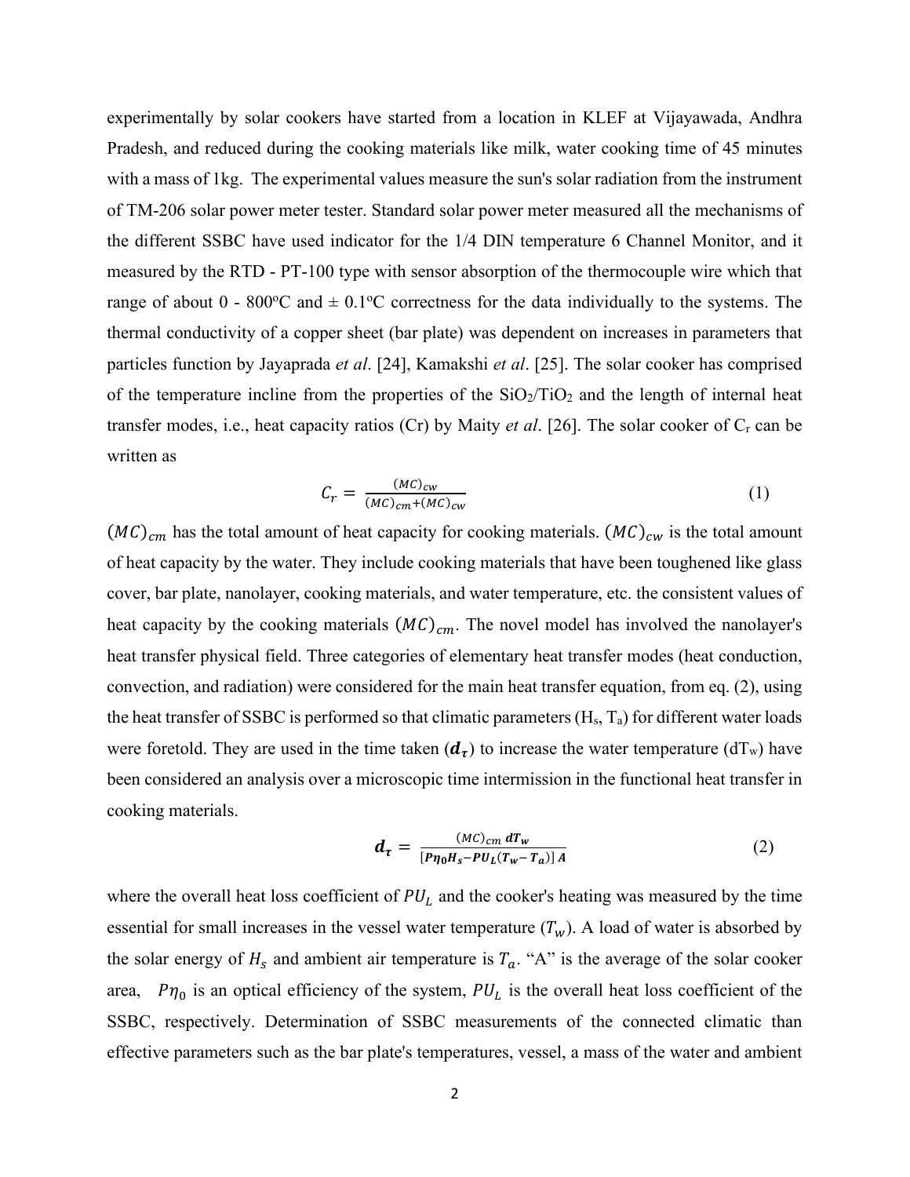experimentally by solar cookers have started from a location in KLEF at Vijayawada, Andhra Pradesh, and reduced during the cooking materials like milk, water cooking time of 45 minutes with a mass of 1kg. The experimental values measure the sun's solar radiation from the instrument of TM-206 solar power meter tester. Standard solar power meter measured all the mechanisms of the different SSBC have used indicator for the 1/4 DIN temperature 6 Channel Monitor, and it measured by the RTD - PT-100 type with sensor absorption of the thermocouple wire which that range of about 0 - 800°C and ± 0.1°C correctness for the data individually to the systems. The thermal conductivity of a copper sheet (bar plate) was dependent on increases in parameters that particles function by Jayaprada *et al*. [24], Kamakshi *et al*. [25]. The solar cooker has comprised of the temperature incline from the properties of the $SiO_2/TiO_2$ and the length of internal heat transfer modes, i.e., heat capacity ratios (Cr) by Maity *et al*. [26]. The solar cooker of $C_r$ can be written as

$$C_r = \frac{(MC)_{cw}}{(MC)_{cm}+(MC)_{cw}} \tag{1}$$

$(MC)_{cm}$ has the total amount of heat capacity for cooking materials. $(MC)_{cw}$ is the total amount of heat capacity by the water. They include cooking materials that have been toughened like glass cover, bar plate, nanolayer, cooking materials, and water temperature, etc. the consistent values of heat capacity by the cooking materials $(MC)_{cm}$. The novel model has involved the nanolayer's heat transfer physical field. Three categories of elementary heat transfer modes (heat conduction, convection, and radiation) were considered for the main heat transfer equation, from eq. (2), using the heat transfer of SSBC is performed so that climatic parameters ($H_s$, $T_a$) for different water loads were foretold. They are used in the time taken ($\boldsymbol{d_\tau}$) to increase the water temperature ($dT_w$) have been considered an analysis over a microscopic time intermission in the functional heat transfer in cooking materials.

$$\boldsymbol{d_\tau} = \frac{(MC)_{cm}\,\boldsymbol{dT_w}}{[\boldsymbol{P\eta_0 H_s - PU_L(T_w - T_a)}]\,\boldsymbol{A}} \tag{2}$$

where the overall heat loss coefficient of $PU_L$ and the cooker's heating was measured by the time essential for small increases in the vessel water temperature ($T_w$). A load of water is absorbed by the solar energy of $H_s$ and ambient air temperature is $T_a$. "A" is the average of the solar cooker area, $P\eta_0$ is an optical efficiency of the system, $PU_L$ is the overall heat loss coefficient of the SSBC, respectively. Determination of SSBC measurements of the connected climatic than effective parameters such as the bar plate's temperatures, vessel, a mass of the water and ambient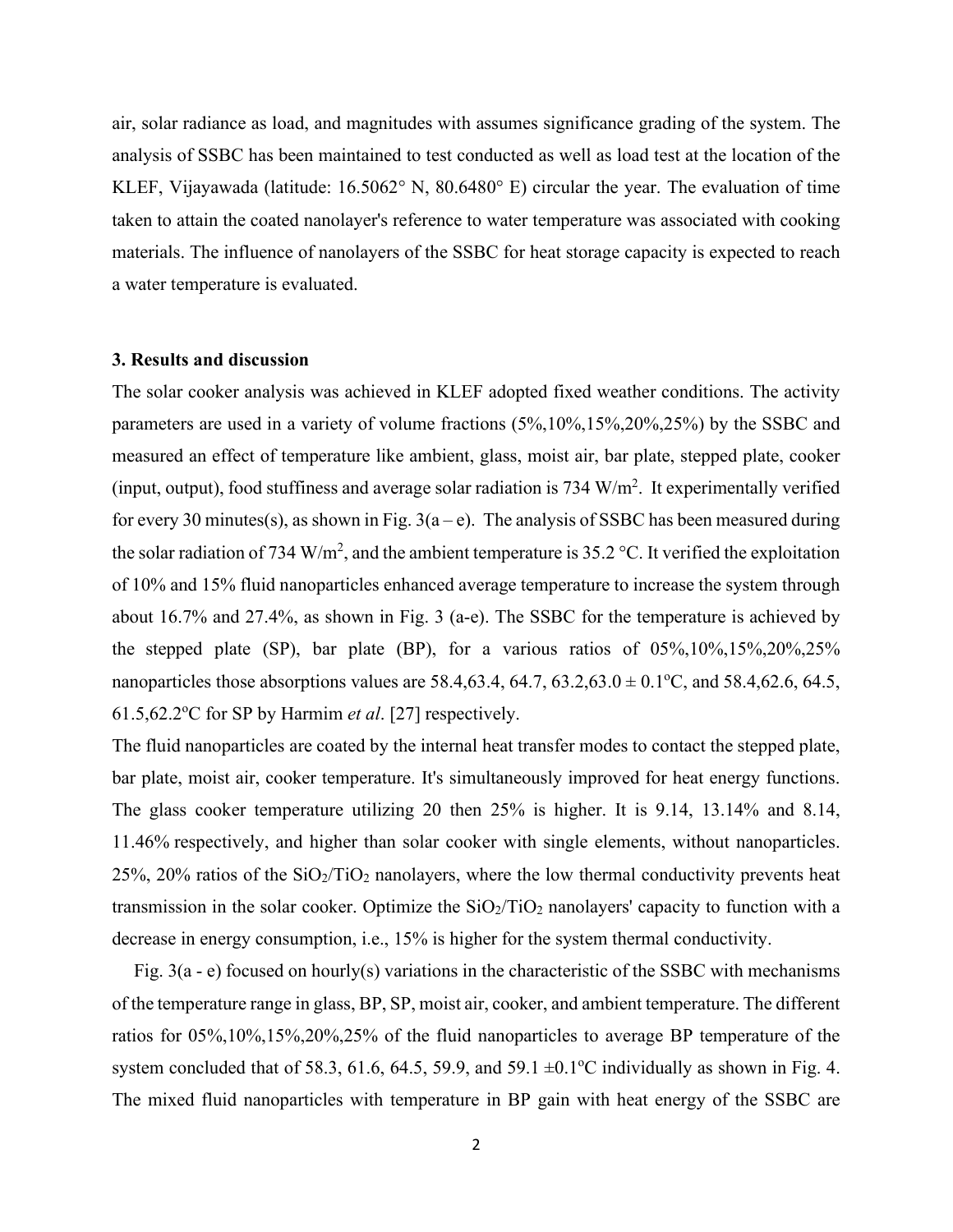air, solar radiance as load, and magnitudes with assumes significance grading of the system. The analysis of SSBC has been maintained to test conducted as well as load test at the location of the KLEF, Vijayawada (latitude: 16.5062° N, 80.6480° E) circular the year. The evaluation of time taken to attain the coated nanolayer's reference to water temperature was associated with cooking materials. The influence of nanolayers of the SSBC for heat storage capacity is expected to reach a water temperature is evaluated.

### 3. Results and discussion

The solar cooker analysis was achieved in KLEF adopted fixed weather conditions. The activity parameters are used in a variety of volume fractions (5%,10%,15%,20%,25%) by the SSBC and measured an effect of temperature like ambient, glass, moist air, bar plate, stepped plate, cooker (input, output), food stuffiness and average solar radiation is 734 $W/m^2$. It experimentally verified for every 30 minutes(s), as shown in Fig. 3(a – e). The analysis of SSBC has been measured during the solar radiation of 734 $W/m^2$, and the ambient temperature is 35.2 °C. It verified the exploitation of 10% and 15% fluid nanoparticles enhanced average temperature to increase the system through about 16.7% and 27.4%, as shown in Fig. 3 (a-e). The SSBC for the temperature is achieved by the stepped plate (SP), bar plate (BP), for a various ratios of 05%,10%,15%,20%,25% nanoparticles those absorptions values are 58.4,63.4, 64.7, 63.2,63.0 ± 0.1°C, and 58.4,62.6, 64.5, 61.5,62.2°C for SP by Harmim *et al*. [27] respectively.

The fluid nanoparticles are coated by the internal heat transfer modes to contact the stepped plate, bar plate, moist air, cooker temperature. It's simultaneously improved for heat energy functions. The glass cooker temperature utilizing 20 then 25% is higher. It is 9.14, 13.14% and 8.14, 11.46% respectively, and higher than solar cooker with single elements, without nanoparticles. 25%, 20% ratios of the $SiO_2/TiO_2$ nanolayers, where the low thermal conductivity prevents heat transmission in the solar cooker. Optimize the $SiO_2/TiO_2$ nanolayers' capacity to function with a decrease in energy consumption, i.e., 15% is higher for the system thermal conductivity.

Fig. 3(a - e) focused on hourly(s) variations in the characteristic of the SSBC with mechanisms of the temperature range in glass, BP, SP, moist air, cooker, and ambient temperature. The different ratios for 05%,10%,15%,20%,25% of the fluid nanoparticles to average BP temperature of the system concluded that of 58.3, 61.6, 64.5, 59.9, and 59.1 ±0.1°C individually as shown in Fig. 4. The mixed fluid nanoparticles with temperature in BP gain with heat energy of the SSBC are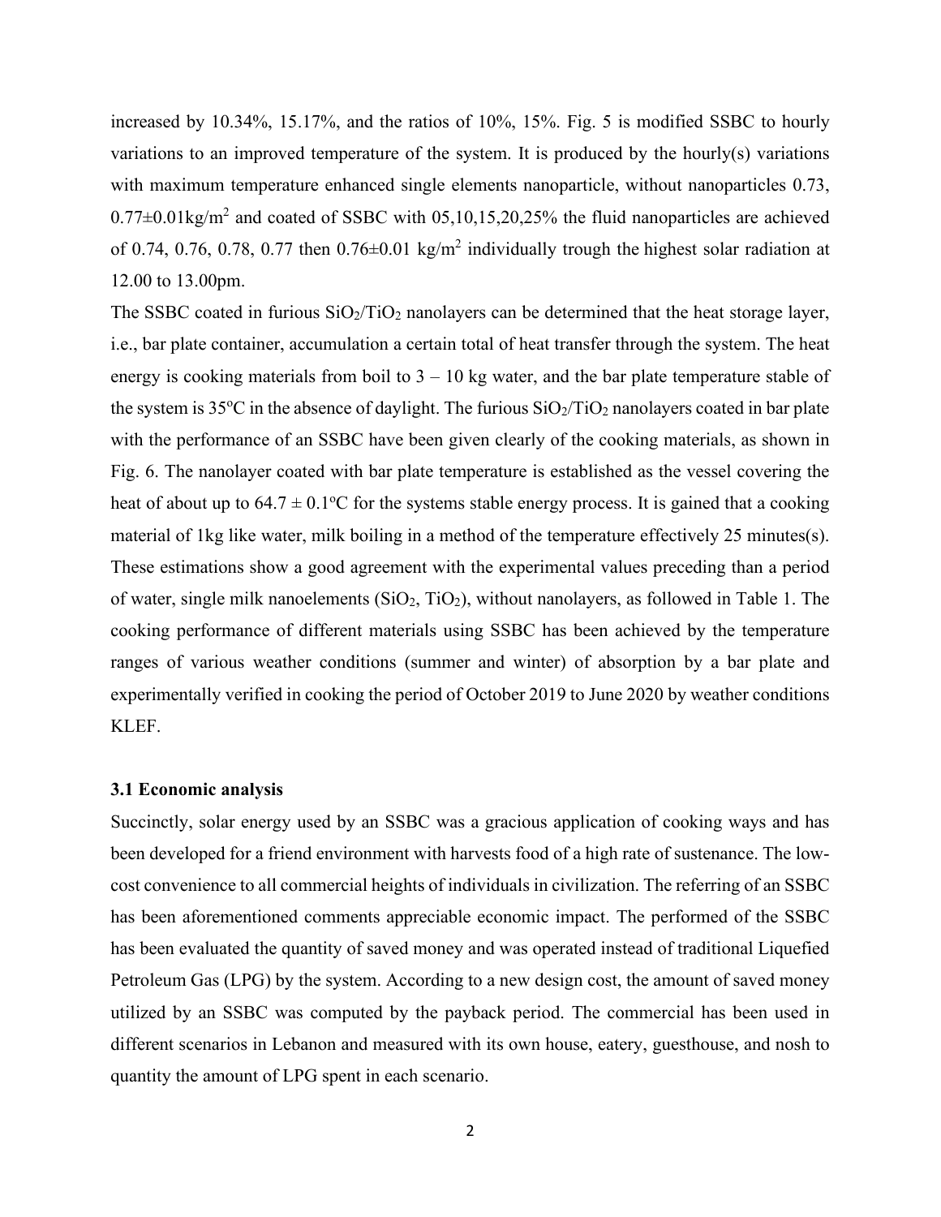increased by 10.34%, 15.17%, and the ratios of 10%, 15%. Fig. 5 is modified SSBC to hourly variations to an improved temperature of the system. It is produced by the hourly(s) variations with maximum temperature enhanced single elements nanoparticle, without nanoparticles 0.73, 0.77±0.01kg/m$^2$ and coated of SSBC with 05,10,15,20,25% the fluid nanoparticles are achieved of 0.74, 0.76, 0.78, 0.77 then 0.76±0.01 kg/m$^2$ individually trough the highest solar radiation at 12.00 to 13.00pm.

The SSBC coated in furious $SiO_2$/$TiO_2$ nanolayers can be determined that the heat storage layer, i.e., bar plate container, accumulation a certain total of heat transfer through the system. The heat energy is cooking materials from boil to 3 – 10 kg water, and the bar plate temperature stable of the system is 35$^o$C in the absence of daylight. The furious $SiO_2$/$TiO_2$ nanolayers coated in bar plate with the performance of an SSBC have been given clearly of the cooking materials, as shown in Fig. 6. The nanolayer coated with bar plate temperature is established as the vessel covering the heat of about up to 64.7 ± 0.1$^o$C for the systems stable energy process. It is gained that a cooking material of 1kg like water, milk boiling in a method of the temperature effectively 25 minutes(s). These estimations show a good agreement with the experimental values preceding than a period of water, single milk nanoelements ($SiO_2$, $TiO_2$), without nanolayers, as followed in Table 1. The cooking performance of different materials using SSBC has been achieved by the temperature ranges of various weather conditions (summer and winter) of absorption by a bar plate and experimentally verified in cooking the period of October 2019 to June 2020 by weather conditions KLEF.

### 3.1 Economic analysis

Succinctly, solar energy used by an SSBC was a gracious application of cooking ways and has been developed for a friend environment with harvests food of a high rate of sustenance. The low-cost convenience to all commercial heights of individuals in civilization. The referring of an SSBC has been aforementioned comments appreciable economic impact. The performed of the SSBC has been evaluated the quantity of saved money and was operated instead of traditional Liquefied Petroleum Gas (LPG) by the system. According to a new design cost, the amount of saved money utilized by an SSBC was computed by the payback period. The commercial has been used in different scenarios in Lebanon and measured with its own house, eatery, guesthouse, and nosh to quantity the amount of LPG spent in each scenario.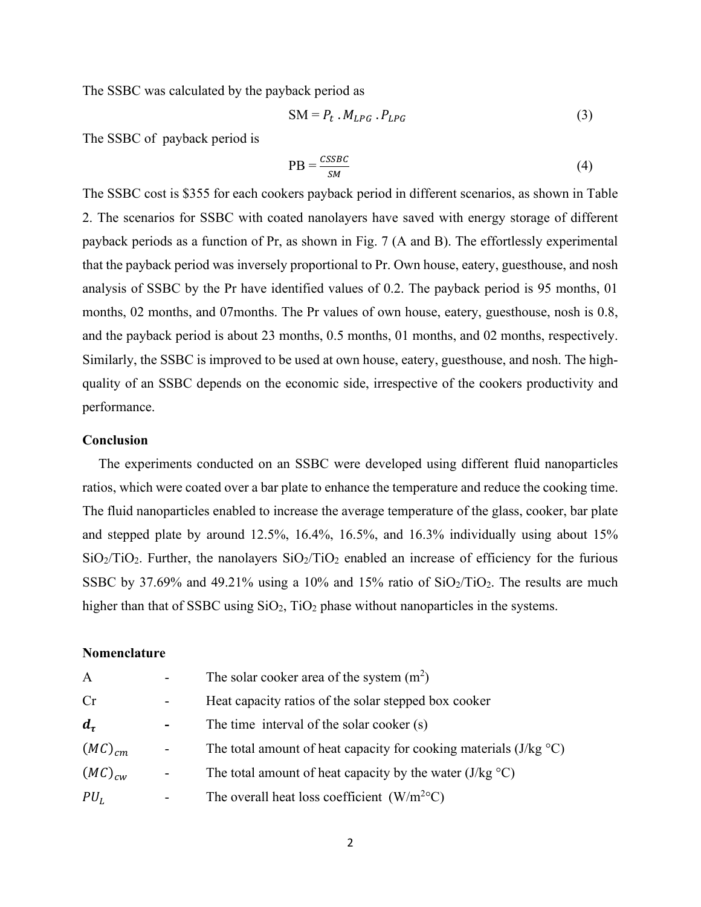The SSBC was calculated by the payback period as

$$\text{SM} = P_t \, . M_{LPG} \, . P_{LPG} \tag{3}$$

The SSBC of payback period is

$$\text{PB} = \frac{CSSBC}{SM} \tag{4}$$

The SSBC cost is $355 for each cookers payback period in different scenarios, as shown in Table 2. The scenarios for SSBC with coated nanolayers have saved with energy storage of different payback periods as a function of Pr, as shown in Fig. 7 (A and B). The effortlessly experimental that the payback period was inversely proportional to Pr. Own house, eatery, guesthouse, and nosh analysis of SSBC by the Pr have identified values of 0.2. The payback period is 95 months, 01 months, 02 months, and 07months. The Pr values of own house, eatery, guesthouse, nosh is 0.8, and the payback period is about 23 months, 0.5 months, 01 months, and 02 months, respectively. Similarly, the SSBC is improved to be used at own house, eatery, guesthouse, and nosh. The high-quality of an SSBC depends on the economic side, irrespective of the cookers productivity and performance.

## Conclusion

The experiments conducted on an SSBC were developed using different fluid nanoparticles ratios, which were coated over a bar plate to enhance the temperature and reduce the cooking time. The fluid nanoparticles enabled to increase the average temperature of the glass, cooker, bar plate and stepped plate by around 12.5%, 16.4%, 16.5%, and 16.3% individually using about 15% $SiO_2/TiO_2$. Further, the nanolayers $SiO_2/TiO_2$ enabled an increase of efficiency for the furious SSBC by 37.69% and 49.21% using a 10% and 15% ratio of $SiO_2/TiO_2$. The results are much higher than that of SSBC using $SiO_2$, $TiO_2$ phase without nanoparticles in the systems.

## Nomenclature

| | | |
|---|---|---|
| A | - | The solar cooker area of the system ($m^2$) |
| Cr | - | Heat capacity ratios of the solar stepped box cooker |
| $\boldsymbol{d_\tau}$ | **-** | The time interval of the solar cooker (s) |
| $(MC)_{cm}$ | - | The total amount of heat capacity for cooking materials (J/kg °C) |
| $(MC)_{cw}$ | - | The total amount of heat capacity by the water (J/kg °C) |
| $PU_L$ | - | The overall heat loss coefficient ($W/m^{2}{}^\circ C$) |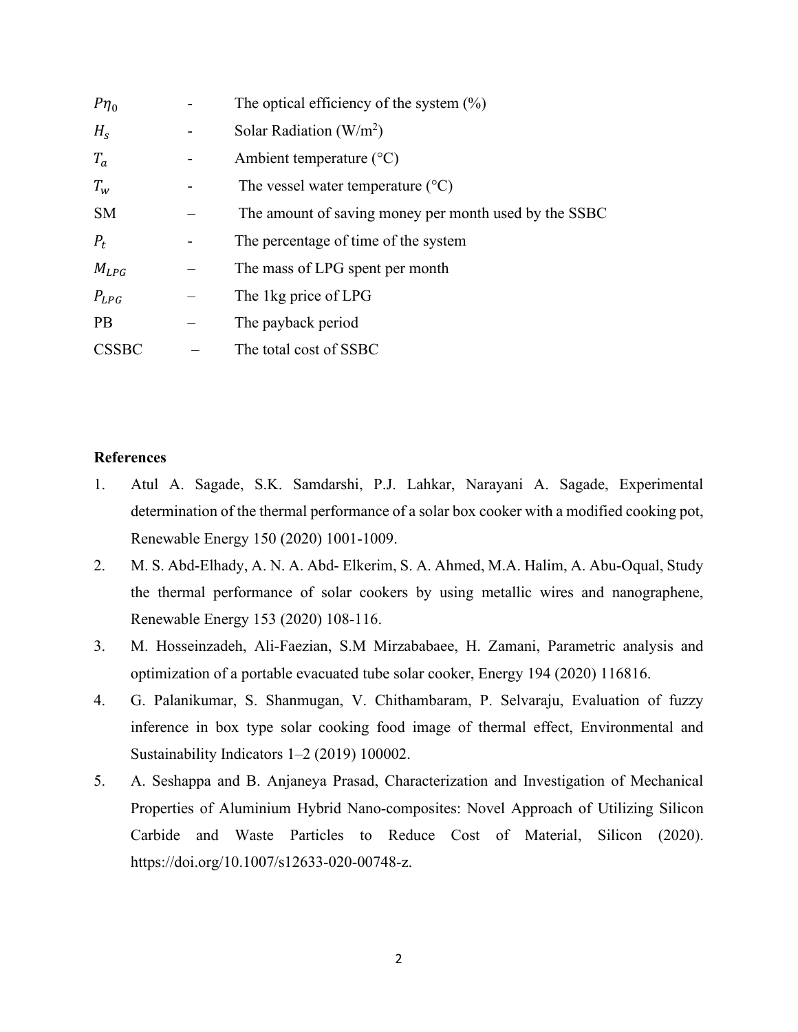| | | |
|---|---|---|
| $P\eta_0$ | - | The optical efficiency of the system (%) |
| $H_s$ | - | Solar Radiation (W/m$^2$) |
| $T_a$ | - | Ambient temperature (°C) |
| $T_w$ | - | The vessel water temperature (°C) |
| SM | – | The amount of saving money per month used by the SSBC |
| $P_t$ | - | The percentage of time of the system |
| $M_{LPG}$ | – | The mass of LPG spent per month |
| $P_{LPG}$ | – | The 1kg price of LPG |
| PB | – | The payback period |
| CSSBC | – | The total cost of SSBC |

**References**

1. Atul A. Sagade, S.K. Samdarshi, P.J. Lahkar, Narayani A. Sagade, Experimental determination of the thermal performance of a solar box cooker with a modified cooking pot, Renewable Energy 150 (2020) 1001-1009.
2. M. S. Abd-Elhady, A. N. A. Abd- Elkerim, S. A. Ahmed, M.A. Halim, A. Abu-Oqual, Study the thermal performance of solar cookers by using metallic wires and nanographene, Renewable Energy 153 (2020) 108-116.
3. M. Hosseinzadeh, Ali-Faezian, S.M Mirzababaee, H. Zamani, Parametric analysis and optimization of a portable evacuated tube solar cooker, Energy 194 (2020) 116816.
4. G. Palanikumar, S. Shanmugan, V. Chithambaram, P. Selvaraju, Evaluation of fuzzy inference in box type solar cooking food image of thermal effect, Environmental and Sustainability Indicators 1–2 (2019) 100002.
5. A. Seshappa and B. Anjaneya Prasad, Characterization and Investigation of Mechanical Properties of Aluminium Hybrid Nano-composites: Novel Approach of Utilizing Silicon Carbide and Waste Particles to Reduce Cost of Material, Silicon (2020). https://doi.org/10.1007/s12633-020-00748-z.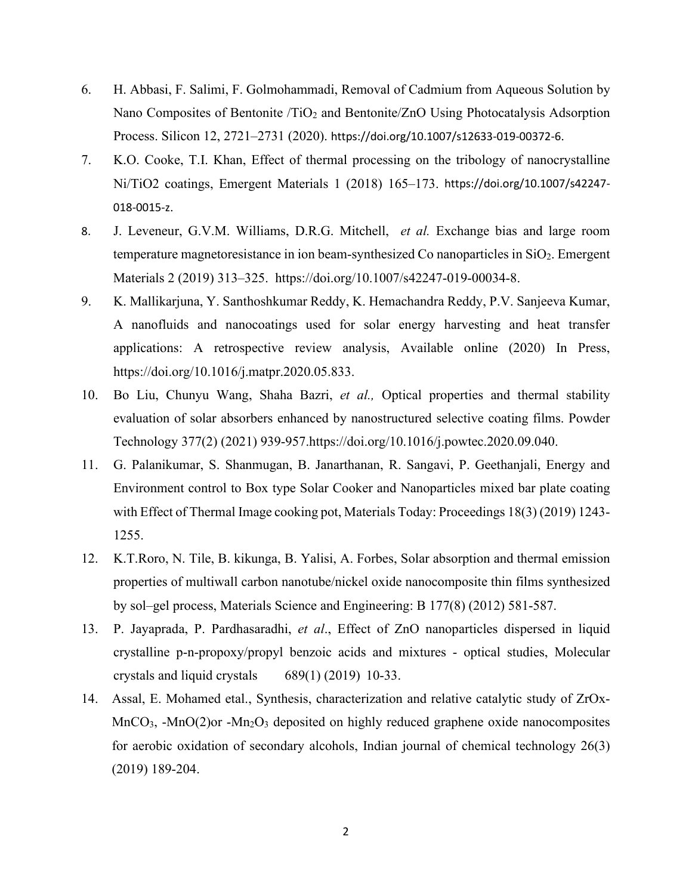6. H. Abbasi, F. Salimi, F. Golmohammadi, Removal of Cadmium from Aqueous Solution by Nano Composites of Bentonite /$TiO_2$ and Bentonite/ZnO Using Photocatalysis Adsorption Process. Silicon 12, 2721–2731 (2020). https://doi.org/10.1007/s12633-019-00372-6.

7. K.O. Cooke, T.I. Khan, Effect of thermal processing on the tribology of nanocrystalline Ni/TiO2 coatings, Emergent Materials 1 (2018) 165–173. https://doi.org/10.1007/s42247-018-0015-z.

8. J. Leveneur, G.V.M. Williams, D.R.G. Mitchell, *et al.* Exchange bias and large room temperature magnetoresistance in ion beam-synthesized Co nanoparticles in $SiO_2$. Emergent Materials 2 (2019) 313–325. https://doi.org/10.1007/s42247-019-00034-8.

9. K. Mallikarjuna, Y. Santhoshkumar Reddy, K. Hemachandra Reddy, P.V. Sanjeeva Kumar, A nanofluids and nanocoatings used for solar energy harvesting and heat transfer applications: A retrospective review analysis, Available online (2020) In Press, https://doi.org/10.1016/j.matpr.2020.05.833.

10. Bo Liu, Chunyu Wang, Shaha Bazri, *et al.,* Optical properties and thermal stability evaluation of solar absorbers enhanced by nanostructured selective coating films. Powder Technology 377(2) (2021) 939-957.https://doi.org/10.1016/j.powtec.2020.09.040.

11. G. Palanikumar, S. Shanmugan, B. Janarthanan, R. Sangavi, P. Geethanjali, Energy and Environment control to Box type Solar Cooker and Nanoparticles mixed bar plate coating with Effect of Thermal Image cooking pot, Materials Today: Proceedings 18(3) (2019) 1243-1255.

12. K.T.Roro, N. Tile, B. kikunga, B. Yalisi, A. Forbes, Solar absorption and thermal emission properties of multiwall carbon nanotube/nickel oxide nanocomposite thin films synthesized by sol–gel process, Materials Science and Engineering: B 177(8) (2012) 581-587.

13. P. Jayaprada, P. Pardhasaradhi, *et al*., Effect of ZnO nanoparticles dispersed in liquid crystalline p-n-propoxy/propyl benzoic acids and mixtures - optical studies, Molecular crystals and liquid crystals 689(1) (2019) 10-33.

14. Assal, E. Mohamed etal., Synthesis, characterization and relative catalytic study of ZrOx-$MnCO_3$, -MnO(2)or -$Mn_2O_3$ deposited on highly reduced graphene oxide nanocomposites for aerobic oxidation of secondary alcohols, Indian journal of chemical technology 26(3) (2019) 189-204.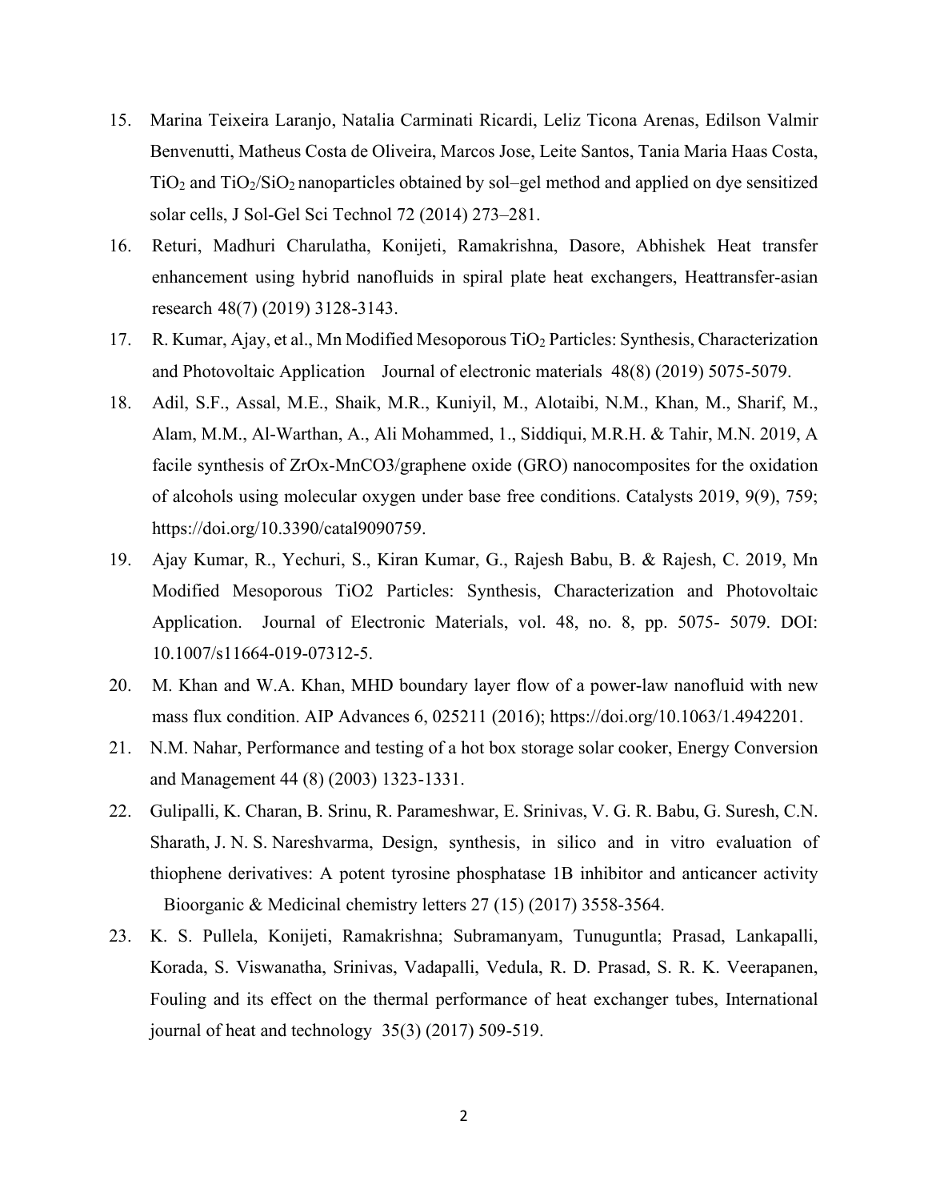15. Marina Teixeira Laranjo, Natalia Carminati Ricardi, Leliz Ticona Arenas, Edilson Valmir Benvenutti, Matheus Costa de Oliveira, Marcos Jose, Leite Santos, Tania Maria Haas Costa, $TiO_2$ and $TiO_2/SiO_2$ nanoparticles obtained by sol–gel method and applied on dye sensitized solar cells, J Sol-Gel Sci Technol 72 (2014) 273–281.
16. Returi, Madhuri Charulatha, Konijeti, Ramakrishna, Dasore, Abhishek Heat transfer enhancement using hybrid nanofluids in spiral plate heat exchangers, Heattransfer-asian research 48(7) (2019) 3128-3143.
17. R. Kumar, Ajay, et al., Mn Modified Mesoporous $TiO_2$ Particles: Synthesis, Characterization and Photovoltaic Application Journal of electronic materials 48(8) (2019) 5075-5079.
18. Adil, S.F., Assal, M.E., Shaik, M.R., Kuniyil, M., Alotaibi, N.M., Khan, M., Sharif, M., Alam, M.M., Al-Warthan, A., Ali Mohammed, 1., Siddiqui, M.R.H. & Tahir, M.N. 2019, A facile synthesis of ZrOx-MnCO3/graphene oxide (GRO) nanocomposites for the oxidation of alcohols using molecular oxygen under base free conditions. Catalysts 2019, 9(9), 759; https://doi.org/10.3390/catal9090759.
19. Ajay Kumar, R., Yechuri, S., Kiran Kumar, G., Rajesh Babu, B. & Rajesh, C. 2019, Mn Modified Mesoporous TiO2 Particles: Synthesis, Characterization and Photovoltaic Application. Journal of Electronic Materials, vol. 48, no. 8, pp. 5075- 5079. DOI: 10.1007/s11664-019-07312-5.
20. M. Khan and W.A. Khan, MHD boundary layer flow of a power-law nanofluid with new mass flux condition. AIP Advances 6, 025211 (2016); https://doi.org/10.1063/1.4942201.
21. N.M. Nahar, Performance and testing of a hot box storage solar cooker, Energy Conversion and Management 44 (8) (2003) 1323-1331.
22. Gulipalli, K. Charan, B. Srinu, R. Parameshwar, E. Srinivas, V. G. R. Babu, G. Suresh, C.N. Sharath, J. N. S. Nareshvarma, Design, synthesis, in silico and in vitro evaluation of thiophene derivatives: A potent tyrosine phosphatase 1B inhibitor and anticancer activity Bioorganic & Medicinal chemistry letters 27 (15) (2017) 3558-3564.
23. K. S. Pullela, Konijeti, Ramakrishna; Subramanyam, Tunuguntla; Prasad, Lankapalli, Korada, S. Viswanatha, Srinivas, Vadapalli, Vedula, R. D. Prasad, S. R. K. Veerapanen, Fouling and its effect on the thermal performance of heat exchanger tubes, International journal of heat and technology 35(3) (2017) 509-519.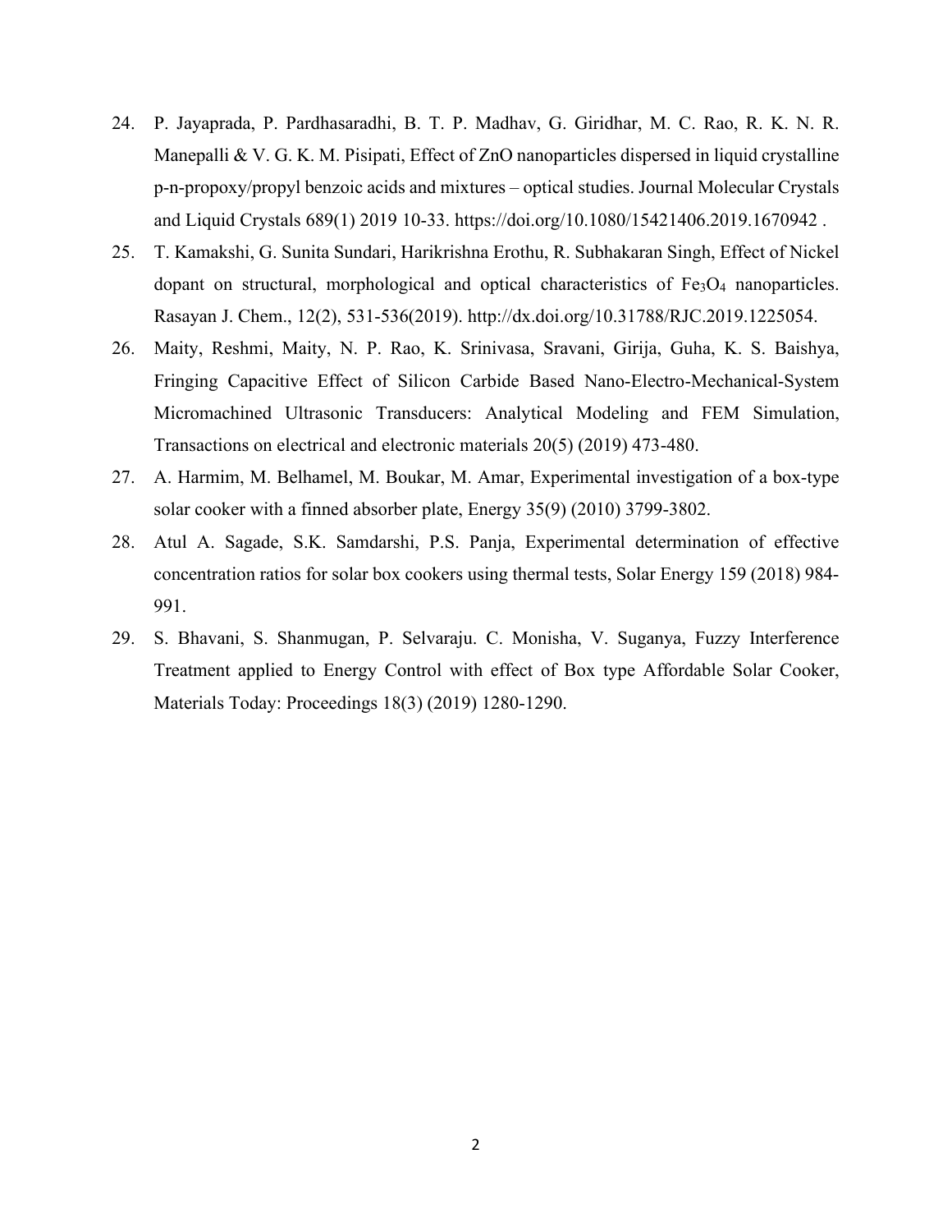24. P. Jayaprada, P. Pardhasaradhi, B. T. P. Madhav, G. Giridhar, M. C. Rao, R. K. N. R. Manepalli & V. G. K. M. Pisipati, Effect of ZnO nanoparticles dispersed in liquid crystalline p-n-propoxy/propyl benzoic acids and mixtures – optical studies. Journal Molecular Crystals and Liquid Crystals 689(1) 2019 10-33. https://doi.org/10.1080/15421406.2019.1670942 .
25. T. Kamakshi, G. Sunita Sundari, Harikrishna Erothu, R. Subhakaran Singh, Effect of Nickel dopant on structural, morphological and optical characteristics of $Fe_3O_4$ nanoparticles. Rasayan J. Chem., 12(2), 531-536(2019). http://dx.doi.org/10.31788/RJC.2019.1225054.
26. Maity, Reshmi, Maity, N. P. Rao, K. Srinivasa, Sravani, Girija, Guha, K. S. Baishya, Fringing Capacitive Effect of Silicon Carbide Based Nano-Electro-Mechanical-System Micromachined Ultrasonic Transducers: Analytical Modeling and FEM Simulation, Transactions on electrical and electronic materials 20(5) (2019) 473-480.
27. A. Harmim, M. Belhamel, M. Boukar, M. Amar, Experimental investigation of a box-type solar cooker with a finned absorber plate, Energy 35(9) (2010) 3799-3802.
28. Atul A. Sagade, S.K. Samdarshi, P.S. Panja, Experimental determination of effective concentration ratios for solar box cookers using thermal tests, Solar Energy 159 (2018) 984-991.
29. S. Bhavani, S. Shanmugan, P. Selvaraju. C. Monisha, V. Suganya, Fuzzy Interference Treatment applied to Energy Control with effect of Box type Affordable Solar Cooker, Materials Today: Proceedings 18(3) (2019) 1280-1290.